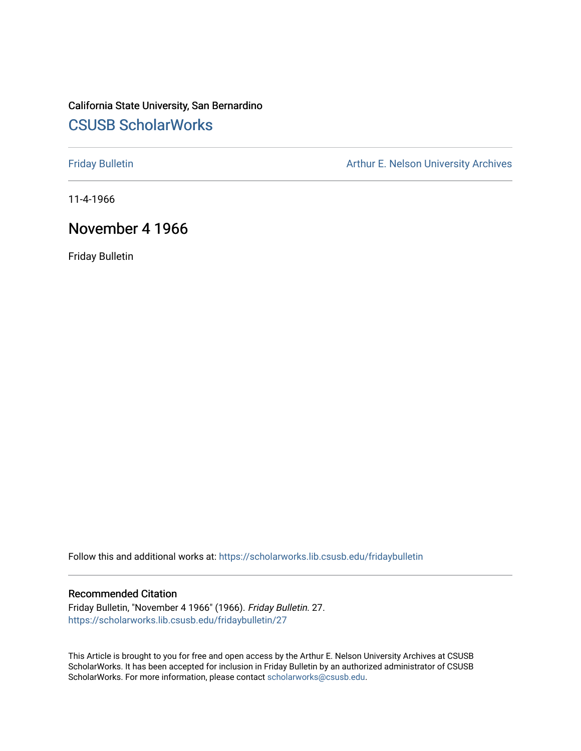California State University, San Bernardino

## CSUSB ScholarWorks

Friday Bulletin

Arthur E. Nelson University Archives

11-4-1966

# November 4 1966

Friday Bulletin

Follow this and additional works at: https://scholarworks.lib.csusb.edu/fridaybulletin

### Recommended Citation

Friday Bulletin, "November 4 1966" (1966). *Friday Bulletin*. 27.
https://scholarworks.lib.csusb.edu/fridaybulletin/27

This Article is brought to you for free and open access by the Arthur E. Nelson University Archives at CSUSB ScholarWorks. It has been accepted for inclusion in Friday Bulletin by an authorized administrator of CSUSB ScholarWorks. For more information, please contact scholarworks@csusb.edu.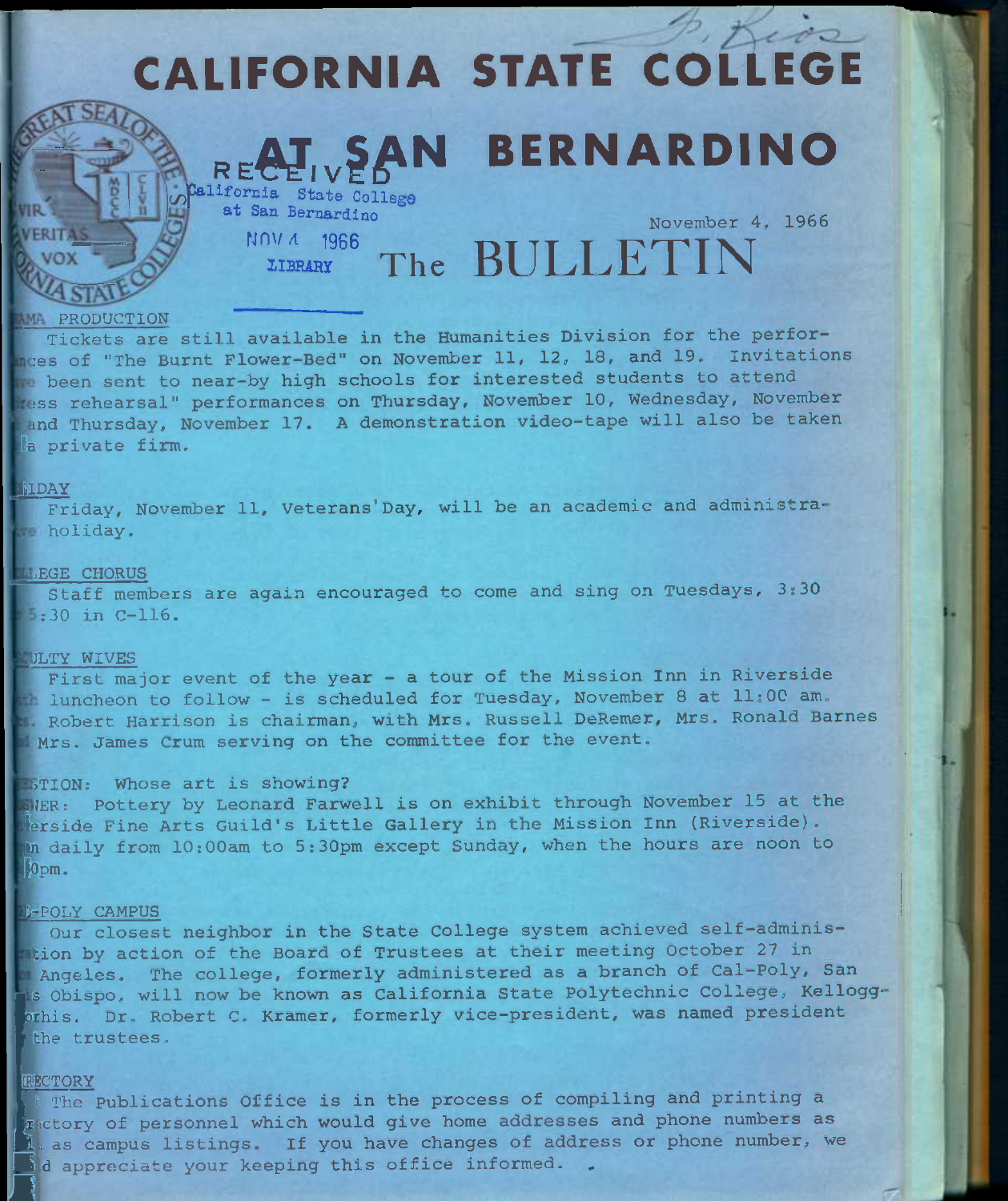# CALIFORNIA STATE COLLEGE AT SAN BERNARDINO

RECEIVED
California State College
at San Bernardino
NOV 4 1966
LIBRARY

November 4, 1966

# The BULLETIN

## DRAMA PRODUCTION

Tickets are still available in the Humanities Division for the performances of "The Burnt Flower-Bed" on November 11, 12, 18, and 19. Invitations have been sent to near-by high schools for interested students to attend "dress rehearsal" performances on Thursday, November 10, Wednesday, November 16 and Thursday, November 17. A demonstration video-tape will also be taken by a private firm.

## HOLIDAY

Friday, November 11, Veterans'Day, will be an academic and administrative holiday.

## COLLEGE CHORUS

Staff members are again encouraged to come and sing on Tuesdays, 3:30 to 5:30 in C-116.

## FACULTY WIVES

First major event of the year - a tour of the Mission Inn in Riverside with luncheon to follow - is scheduled for Tuesday, November 8 at 11:00 am. Mrs. Robert Harrison is chairman, with Mrs. Russell DeRemer, Mrs. Ronald Barnes and Mrs. James Crum serving on the committee for the event.

QUESTION: Whose art is showing?

ANSWER: Pottery by Leonard Farwell is on exhibit through November 15 at the Riverside Fine Arts Guild's Little Gallery in the Mission Inn (Riverside). Open daily from 10:00am to 5:30pm except Sunday, when the hours are noon to 5:30pm.

## CAL-POLY CAMPUS

Our closest neighbor in the State College system achieved self-administration by action of the Board of Trustees at their meeting October 27 in Los Angeles. The college, formerly administered as a branch of Cal-Poly, San Luis Obispo, will now be known as California State Polytechnic College, Kellogg-Voorhis. Dr. Robert C. Kramer, formerly vice-president, was named president by the trustees.

## DIRECTORY

The Publications Office is in the process of compiling and printing a directory of personnel which would give home addresses and phone numbers as well as campus listings. If you have changes of address or phone number, we would appreciate your keeping this office informed.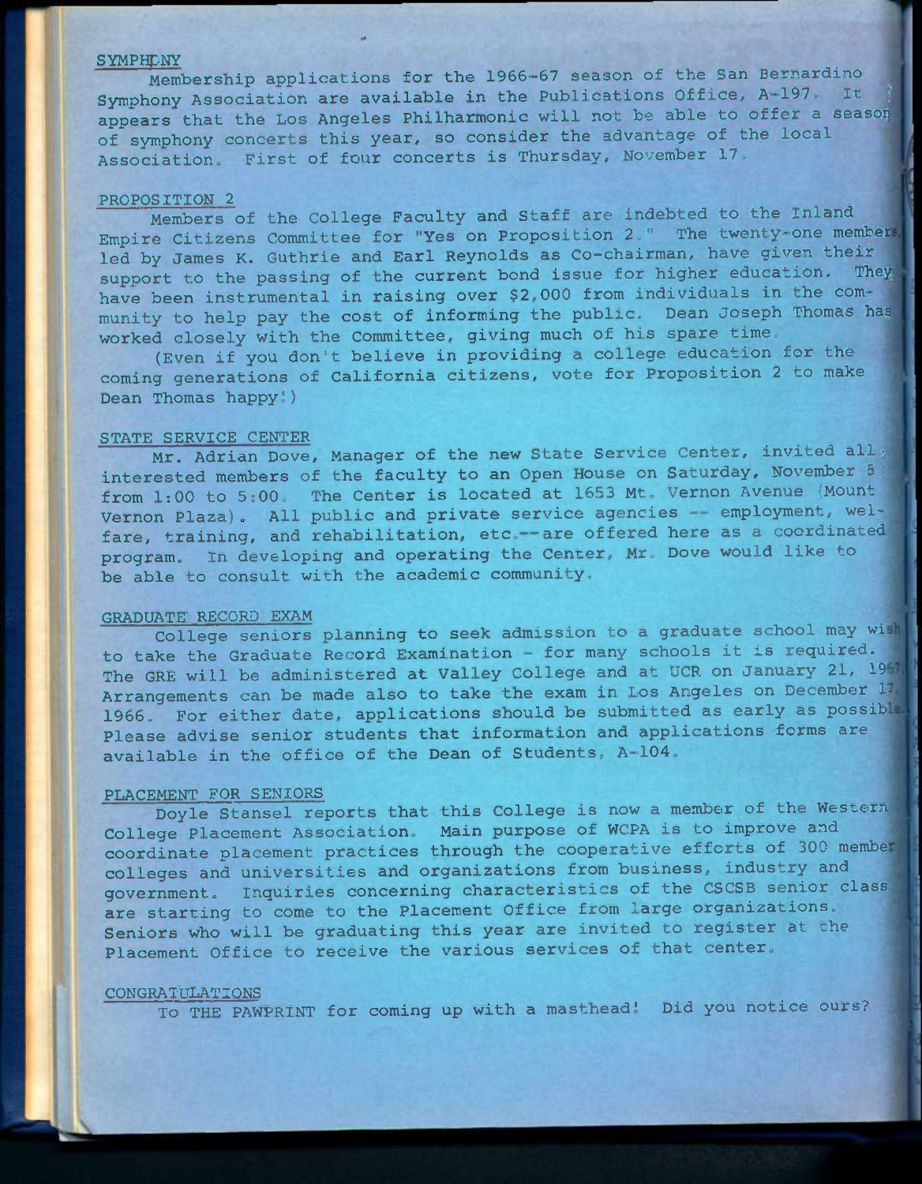**SYMPHONY**

Membership applications for the 1966-67 season of the San Bernardino Symphony Association are available in the Publications Office, A-197. It appears that the Los Angeles Philharmonic will not be able to offer a season of symphony concerts this year, so consider the advantage of the local Association. First of four concerts is Thursday, November 17.

**PROPOSITION 2**

Members of the College Faculty and Staff are indebted to the Inland Empire Citizens Committee for "Yes on Proposition 2." The twenty-one members led by James K. Guthrie and Earl Reynolds as Co-chairman, have given their support to the passing of the current bond issue for higher education. They have been instrumental in raising over $2,000 from individuals in the community to help pay the cost of informing the public. Dean Joseph Thomas has worked closely with the Committee, giving much of his spare time.

(Even if you don't believe in providing a college education for the coming generations of California citizens, vote for Proposition 2 to make Dean Thomas happy!)

**STATE SERVICE CENTER**

Mr. Adrian Dove, Manager of the new State Service Center, invited all interested members of the faculty to an Open House on Saturday, November 5 from 1:00 to 5:00. The Center is located at 1653 Mt. Vernon Avenue (Mount Vernon Plaza). All public and private service agencies -- employment, welfare, training, and rehabilitation, etc.--are offered here as a coordinated program. In developing and operating the Center, Mr. Dove would like to be able to consult with the academic community.

**GRADUATE RECORD EXAM**

College seniors planning to seek admission to a graduate school may wish to take the Graduate Record Examination - for many schools it is required. The GRE will be administered at Valley College and at UCR on January 21, 1967. Arrangements can be made also to take the exam in Los Angeles on December 17, 1966. For either date, applications should be submitted as early as possible. Please advise senior students that information and applications forms are available in the office of the Dean of Students, A-104.

**PLACEMENT FOR SENIORS**

Doyle Stansel reports that this College is now a member of the Western College Placement Association. Main purpose of WCPA is to improve and coordinate placement practices through the cooperative efforts of 300 member colleges and universities and organizations from business, industry and government. Inquiries concerning characteristics of the CSCSB senior class are starting to come to the Placement Office from large organizations. Seniors who will be graduating this year are invited to register at the Placement Office to receive the various services of that center.

**CONGRATULATIONS**

To THE PAWPRINT for coming up with a masthead! Did you notice ours?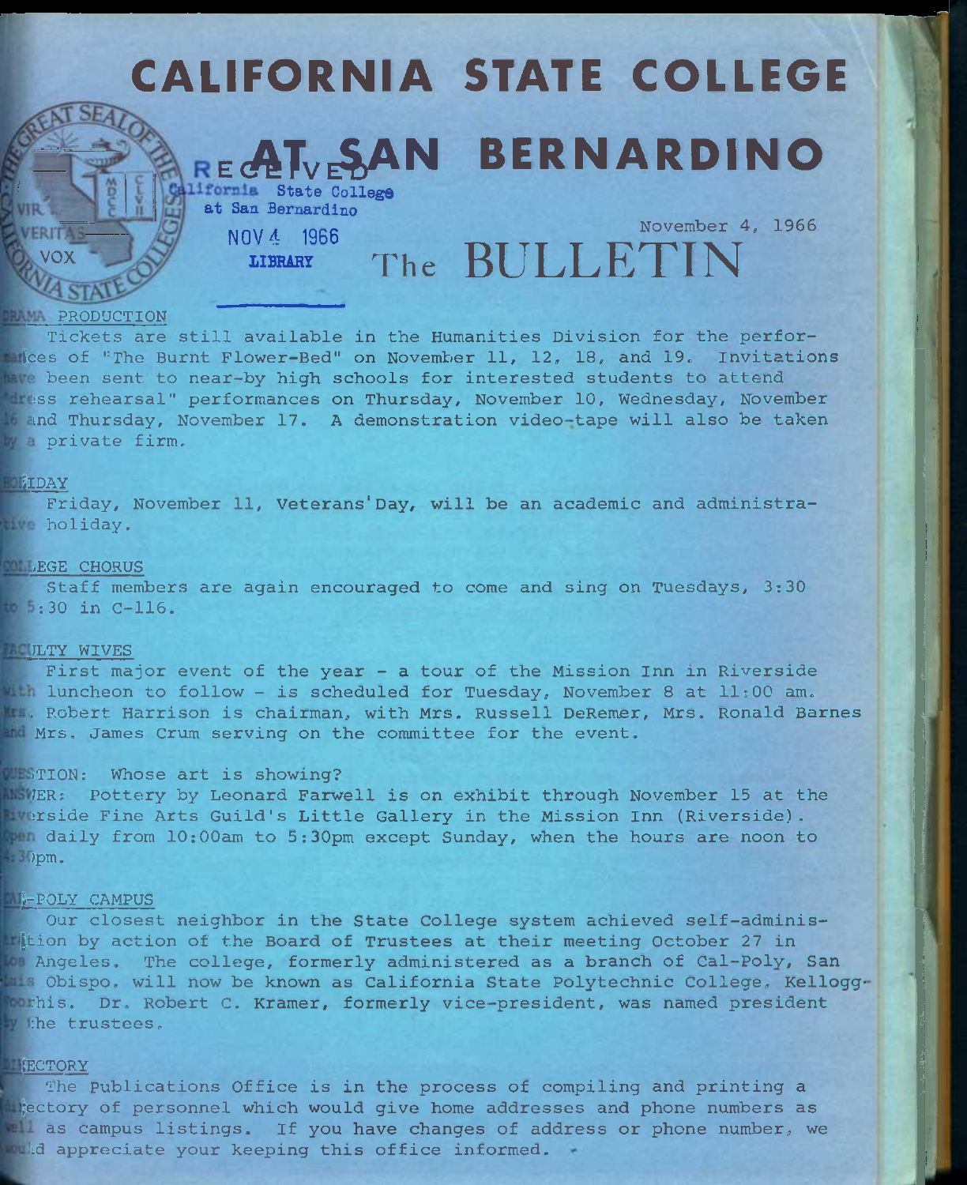# CALIFORNIA STATE COLLEGE AT SAN BERNARDINO

RECEIVED
California State College
at San Bernardino
NOV 4 1966
LIBRARY

November 4, 1966

# The BULLETIN

DRAMA PRODUCTION

Tickets are still available in the Humanities Division for the performances of "The Burnt Flower-Bed" on November 11, 12, 18, and 19. Invitations have been sent to near-by high schools for interested students to attend "dress rehearsal" performances on Thursday, November 10, Wednesday, November 16 and Thursday, November 17. A demonstration video-tape will also be taken by a private firm.

HOLIDAY

Friday, November 11, Veterans' Day, will be an academic and administrative holiday.

COLLEGE CHORUS

Staff members are again encouraged to come and sing on Tuesdays, 3:30 to 5:30 in C-116.

FACULTY WIVES

First major event of the year - a tour of the Mission Inn in Riverside with luncheon to follow - is scheduled for Tuesday, November 8 at 11:00 am. Mrs. Robert Harrison is chairman, with Mrs. Russell DeRemer, Mrs. Ronald Barnes and Mrs. James Crum serving on the committee for the event.

QUESTION: Whose art is showing?

ANSWER: Pottery by Leonard Farwell is on exhibit through November 15 at the Riverside Fine Arts Guild's Little Gallery in the Mission Inn (Riverside). Open daily from 10:00am to 5:30pm except Sunday, when the hours are noon to 4:30pm.

CAL-POLY CAMPUS

Our closest neighbor in the State College system achieved self-administration by action of the Board of Trustees at their meeting October 27 in Los Angeles. The college, formerly administered as a branch of Cal-Poly, San Luis Obispo, will now be known as California State Polytechnic College, Kellogg-Voorhis. Dr. Robert C. Kramer, formerly vice-president, was named president by the trustees.

DIRECTORY

The Publications Office is in the process of compiling and printing a directory of personnel which would give home addresses and phone numbers as well as campus listings. If you have changes of address or phone number, we would appreciate your keeping this office informed.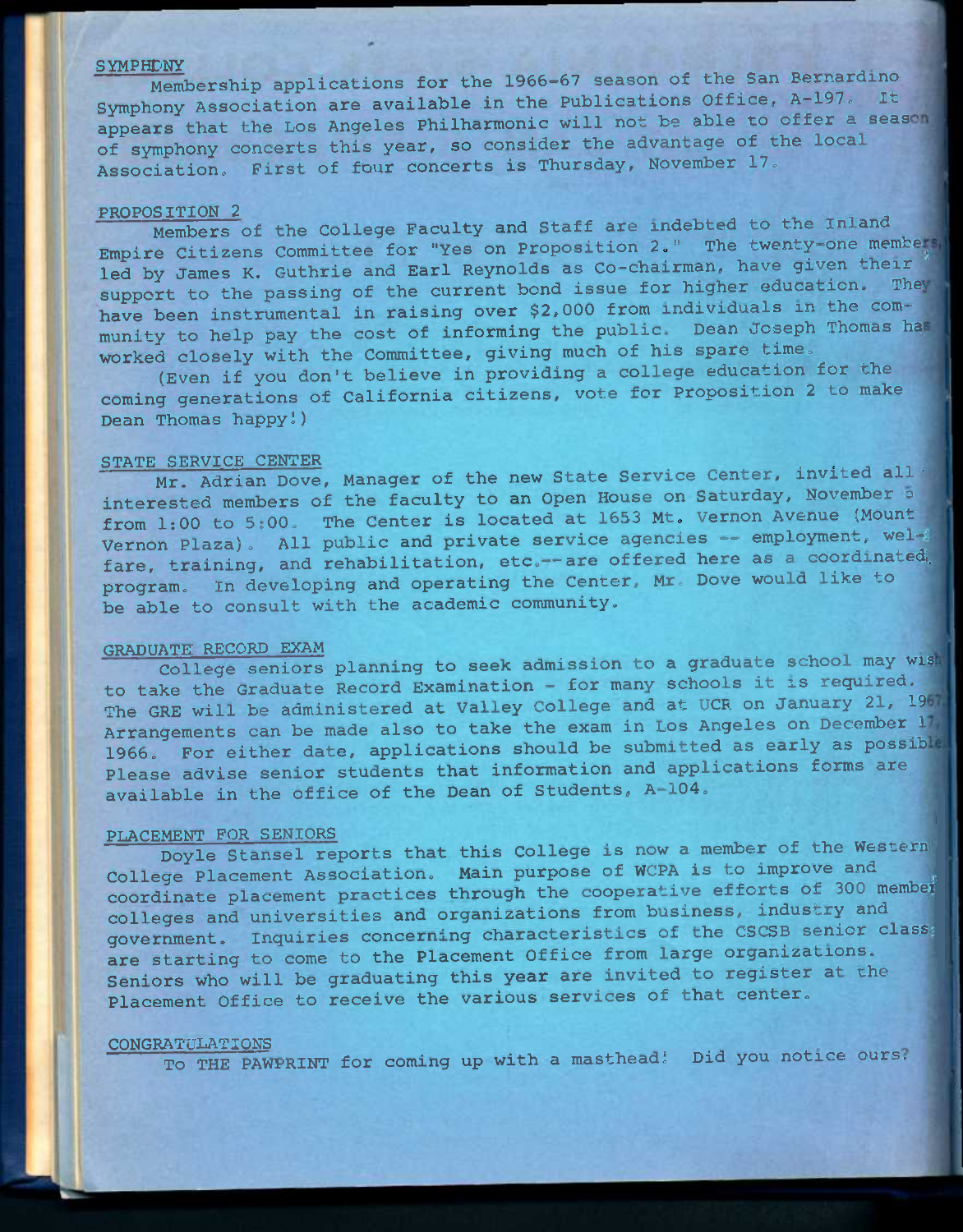## SYMPHONY

Membership applications for the 1966-67 season of the San Bernardino Symphony Association are available in the Publications Office, A-197. It appears that the Los Angeles Philharmonic will not be able to offer a season of symphony concerts this year, so consider the advantage of the local Association. First of four concerts is Thursday, November 17.

## PROPOSITION 2

Members of the College Faculty and Staff are indebted to the Inland Empire Citizens Committee for "Yes on Proposition 2." The twenty-one members, led by James K. Guthrie and Earl Reynolds as Co-chairman, have given their support to the passing of the current bond issue for higher education. They have been instrumental in raising over $2,000 from individuals in the community to help pay the cost of informing the public. Dean Joseph Thomas has worked closely with the Committee, giving much of his spare time.

(Even if you don't believe in providing a college education for the coming generations of California citizens, vote for Proposition 2 to make Dean Thomas happy!)

## STATE SERVICE CENTER

Mr. Adrian Dove, Manager of the new State Service Center, invited all interested members of the faculty to an Open House on Saturday, November 5 from 1:00 to 5:00. The Center is located at 1653 Mt. Vernon Avenue (Mount Vernon Plaza). All public and private service agencies -- employment, welfare, training, and rehabilitation, etc.--are offered here as a coordinated program. In developing and operating the Center, Mr. Dove would like to be able to consult with the academic community.

## GRADUATE RECORD EXAM

College seniors planning to seek admission to a graduate school may wish to take the Graduate Record Examination - for many schools it is required. The GRE will be administered at Valley College and at UCR on January 21, 1967. Arrangements can be made also to take the exam in Los Angeles on December 17, 1966. For either date, applications should be submitted as early as possible. Please advise senior students that information and applications forms are available in the office of the Dean of Students, A-104.

## PLACEMENT FOR SENIORS

Doyle Stansel reports that this College is now a member of the Western College Placement Association. Main purpose of WCPA is to improve and coordinate placement practices through the cooperative efforts of 300 member colleges and universities and organizations from business, industry and government. Inquiries concerning characteristics of the CSCSB senior class are starting to come to the Placement Office from large organizations. Seniors who will be graduating this year are invited to register at the Placement Office to receive the various services of that center.

## CONGRATULATIONS

To THE PAWPRINT for coming up with a masthead! Did you notice ours?